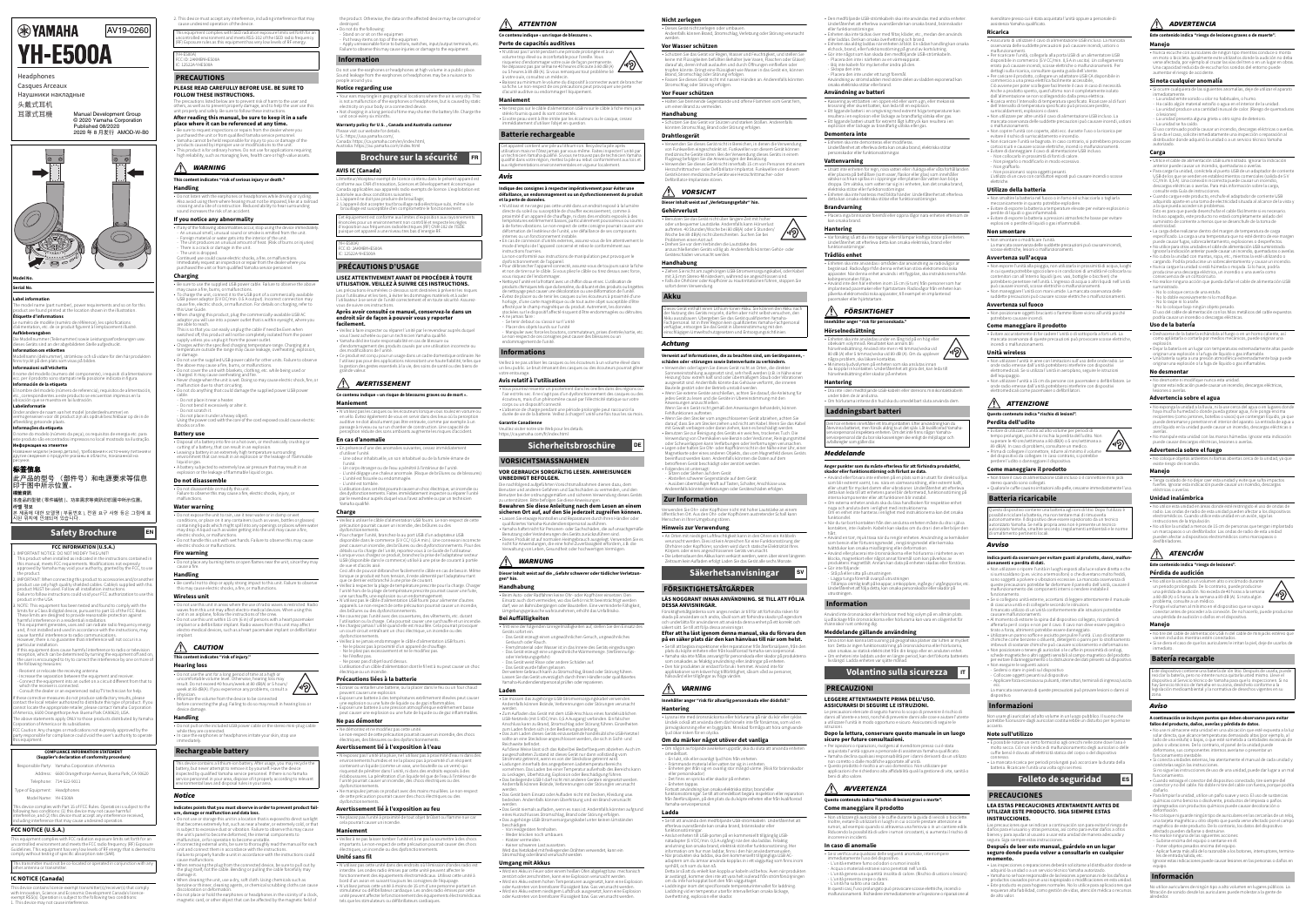# YAMAHA

AV19-0260

# YH-E500A

Headphones
Casques Arceaux
Наушники накладные
头戴式耳机
耳罩式耳機

Manual Development Group
© 2020 Yamaha Corporation
Published 08/2020
2020 年 8 月发行 AMOO-W-B0

**Model No.**

**Serial No.**

**Label information**

The model name (part number), power requirements and so on for this product can be found printed at the locations given in the illustration.

**Étiquette d'informations**

Le numéro de modèle (numéro de référence), les spécifications d'alimentation, etc. de ce produit figurent aux emplacements illustrés.

**Aufkleberangaben**

Der Modellname (Teilenummer) sowie Leistungsanforderungen usw. dieses Geräts sind an den abgebildeten Stelle aufgedruckt.

**Information om etikett**

Modell namn (delnummer), strömkrav och så vidare för den här produkten finns tryckt på den plats som visas på bilden.

**Informazioni sull'etichetta**

Il nome del modello (numero di parte), i requisiti di alimentazione ecc. per il prodotto sono stampati nella posizione indicata in figura.

**Información de la etiqueta**

El nombre del modelo (número de referencia), requisitos de alimentación, etc., correspondientes a este producto se encuentran impresos en la ubicación que se muestra en la ilustración.

**Informações da etiqueta**

O nome do modelo (número da peça), os requisitos de energia etc. para este produto são encontrados impressos no local mostrado na ilustração.

**Информация на этикетке**

Название изделия (номер детали), требования к источнику питания и другая информация о продукте указаны в области, показанной на рисунке.

**标签信息**

此产品的型号（部件号）和电源要求等信息印于图中所示位置。

**標籤資訊**

本產品的型號（零件編號）、功率需求等資訊均印在標示的位置。

**레이블 정보**

본 제품의 대한 모델명 (부품 번호), 전원 요구 사항 등은 그림에 표시된 위치에 인쇄되어 있습니다.

## Safety Brochure — EN

**FCC INFORMATION (U.S.A.)**

1. IMPORTANT NOTICE: DO NOT MODIFY THIS UNIT!
This product, when installed as indicated in the instructions contained in this manual, meets FCC requirements. Modifications not expressly approved by Yamaha may void your authority, granted by the FCC, to use the product.
2. IMPORTANT: When connecting this product to accessories and/or another product use only high quality shielded cables. Cable/s supplied with this product MUST be used. Follow all installation instructions. Failure to follow instructions could void your FCC authorization to use this product in the USA.
3. NOTE: This equipment has been tested and found to comply with the limits for a Class B digital device, pursuant to part 15 of the FCC Rules. These limits are designed to provide reasonable protection against harmful interference in a residential installation.
This equipment generates, uses and can radiate radio frequency energy and, if not installed and used in accordance with the instructions, may cause harmful interference to radio communications. However, there is no guarantee that interference will not occur in a particular installation.
If this equipment does cause harmful interference to radio or television reception, which can be determined by turning the equipment off and on, the user is encouraged to try to correct the interference by one or more of the following measures:
- Reorient or relocate the receiving antenna.
- Increase the separation between the equipment and receiver.
- Connect the equipment into an outlet on a circuit different from that to which the receiver is connected.
- Consult the dealer or an experienced radio/TV technician for help.

If these corrective measures do not produce satisfactory results, please contact the local retailer authorized to distribute this type of product. If you cannot locate the appropriate retailer, please contact Yamaha Corporation of America, 6600 Orangethorpe Ave, Buena Park, CA 90620.

The above statements apply ONLY to those products distributed by Yamaha Corporation of America or its subsidiaries.

FCC Caution: Any changes or modifications not expressly approved by the party responsible for compliance could void the user's authority to operate this equipment.

**COMPLIANCE INFORMATION STATEMENT (Supplier's declaration of conformity procedure)**

| | |
|---|---|
| Responsible Party | Yamaha Corporation of America |
| Address | 6600 Orangethorpe Avenue, Buena Park, CA 90620 |
| Telephone | 714-522-9011 |
| Type of Equipment | Headphones |
| Model Name | YH-E500A |

This device complies with Part 15 of FCC Rules. Operation is subject to the following two conditions: (1) this device may not cause harmful interference, and (2) this device must accept any interference received, including interference that may cause undesired operation.

**FCC NOTICE (U.S.A.)**

This equipment complies with FCC radiation exposure limits set forth for an uncontrolled environment and meets the FCC radio frequency (RF) Exposure Guidelines. This equipment has very low levels of RF energy that is deemed to comply without testing of specific absorption rate (SAR).

This transmitter must not be co-located or operated in conjunction with any other antenna or transmitter.

**IC NOTICE (Canada)**

This device contains licence-exempt transmitter(s)/receiver(s) that comply with Innovation, Science and Economic Development Canada's licence-exempt RSS(s). Operation is subject to the following two conditions:
1. This device may not cause interference.
2. This device must accept any interference, including interference that may cause undesired operation of the device.

This equipment complies with ISED radiation exposure limits set forth for an uncontrolled environment and meets RSS-102 of the ISED radio frequency (RF) Exposure rules as this equipment has very low levels of RF energy.

IC:01K1S-YHE500A
FCC ID: 2AAMBYHE500A
IC: 12022A-YHE500A

## PRECAUTIONS

**PLEASE READ CAREFULLY BEFORE USE. BE SURE TO FOLLOW THESE INSTRUCTIONS.**

The precautions listed below are to prevent risk of harm to the user and others, as well as to prevent property damage, and to help the user use this unit properly and safely. Be sure to follow these instructions.

**After reading this manual, be sure to keep it in a safe place where it can be referenced at any time.**

- Be sure to request inspections or repairs from the dealer where you purchased the unit or from qualified Yamaha service personnel.
- Yamaha cannot be held responsible for injury to you or damage of the products caused by improper use or modifications to the product.
- The product is for ordinary homes. Do not use for applications requiring high reliability, such as managing lives, health care or high-value assets.

### ⚠ WARNING

**This content indicates "risk of serious injury or death."**

**Handling**

- Do not listen with the earphones or headphones while driving or cycling. Also, avoid using them where hearing must not be impaired, like at a railroad crossing, and on the sites of construction. Reduced ability to hear surrounding sound increases the risk of an accident.

**If you notice any abnormality**

- If any of the following abnormalities occur, stop using the device immediately.
  - An unusual smell, unusual sound or smoke is emitted from the unit.
  - Foreign material or water gets into the interior of the unit.
  - The product is exposed to any amount of heat. (Risk of burns or injuries)
  - There is a crack or damage in the unit.
  - The unit is dropped.

Continued use could cause electric shocks, a fire, or malfunctions. Immediately request an inspection or repair from the dealer where you purchased the unit or from qualified Yamaha service personnel.

**Charging**

- Be sure to use the supplied USB power cable. Failure to observe the above may cause a fire, burns, or malfunctions.
- To charge the unit, connect it to the USB port of a commercially available USB power adaptor (5 V DC, 0.5 A or more). If incorrect connection may cause heat, fire, or malfunctions. For details on charging, refer to the User Guide.
- When charging this product, plug the commercially-available USB AC adaptor you will use into a power outlet that is within eyesight, where you are able to reach.
This is so that you can easily unplug the cable if needed.
- Unplug the unit when not in use. Failure to observe this may cause heat, fire, or malfunctions.
- Charge within the specified charging temperature range. Charging at a temperature outside the range may cause leakage, overheating or damage.
- Do not use the supplied USB power cable for other units. Failure to observe the above may cause a fire, burns, or malfunctions.
- Do not cover the unit with blankets, clothing, etc. while being used or charged. It may cause overheating and fire.
- Never charge when the unit is wet. Doing so may cause electric shock, fire, or malfunction due to a short circuit.
- Do not do anything that could damage the supplied USB power cable.
  - Do not place it near a heater
  - Do not bend it excessively or alter it
  - Do not scratch it
  - Do not place it under a heavy object
- Unplug the power cord with the use of the cord-supplied USB cable electric shock or fire.

**Battery use**

- Dispose of a battery into fire or a hot oven, or mechanically crushing or cutting of a battery, that can result in an explosion.
- Leaving a battery in an extremely high temperature surrounding environment that can result in an explosion or the leakage of flammable liquid or gas.
- A battery subjected to extremely low air pressure that may result in an explosion or the leakage of flammable liquid or gas.

**Do not disassemble**

- Do not disassemble or modify this unit.
Failure to observe this may cause a fire, electric shock, injury, or malfunctions.

**Water warning**

- Do not expose the unit to rain, use it near water or in damp or wet conditions, or place on it any containers (such as vases, bottles or glasses) containing liquids which might spill into any openings or places where water may drop. A liquid such as water getting into the unit may cause a fire, electric shock, or malfunctions.
- Do not handle this unit with wet hands. Failure to observe this may cause electric shock or malfunctions.

**Fire warning**

- Do not place any burning items or open flames near the unit, since they may cause a fire.

**Handling**

- Be careful not to drop or apply strong impact to this unit. Failure to observe this may cause electric shocks, a fire, or malfunctions.

**Wireless unit**

- Do not use this unit in an area where the use of radio waves is restricted. Radio waves from this unit may affect electro-medical devices. When using the unit in an airplane, follow the instructions of the crew.
- Do not use this unit within 15 cm (6 in) of persons with a heart pacemaker implant or a defibrillator implant. Radio waves from this unit may affect electro-medical devices, such as a heart pacemaker implant or defibrillator implant.

### ⚠ CAUTION

**This content indicates "risk of injury."**

**Hearing loss**

- Do not use the unit for a long period of time at a high or uncomfortable volume level. Otherwise, hearing loss may result. Do not exceed 40 hours/week at 80 dB(A) or 5 hours/week at 89 dB(A). If you experience any problems, consult a physician.
- Minimize the volume from the device to be connected before connecting the plug. Failing to do so may result in hearing loss or device damage.

**Handling**

- Do not pull on the included USB power cable or the stereo mini plug cable while they are connected.
- In case the earphones or headphones irritate your skin, stop use immediately.

### Rechargeable battery

This device contains a lithium-ion battery. After usage, you may recycle the battery, but never attempt to remove it by yourself. Leave the device inspected by qualified Yamaha service personnel. If there is no Yamaha service personnel in your area, dispose of it properly according to relevant environmental laws and disposal rules in your area.

### Notice

**Indicates points that you must observe in order to prevent product failure, damage or malfunction and data loss.**

- Do not use or storage this unit in a location that is exposed to direct sunlight that becomes extremely hot, such as near a heater, in locations that are subject to excessive dust or vibration. Failure to observe this may cause the unit's panel to become deformed, the internal components to malfunction, or for operation to become unstable.
- If connected external units, be sure to thoroughly read the manual for each unit and connect them in accordance with the instructions. Failure to properly handle a unit in accordance with the instructions could cause malfunctions.
- When removing the plug from the connected device, be sure to pull out by the plug itself, not the cable. Bending or pulling the cable forcefully may damage it.
- When cleaning the unit, use a dry, soft cloth. Using chemicals such as benzine or thinner, cleaning agents, or chemical dust-cloths can cause discoloration or deformation.
- Do not place or hold the earphones or headphones in the vicinity of a clock, magnetic card, or other object that can be affected by the magnetism field of the product. Otherwise, the data on the affected device may be corrupted or destroyed.
- Do not do the following:
  - Stand on or sit on the equipment
  - Put heavy items on top of the equipment
  - Apply unreasonable force to buttons, switches, input/output terminals, etc.
Failure to observe this may cause injuries or damage to the unit.

### Information

Do not use the earphones or headphones at high volume in a public place. Sound leakage from the earphones or headphones may be a nuisance to people around you.

**Notice regarding use**

- Your ears may ring or sting/click, depending on the sound settings. Ringing in the ears or ringing in the ears at high volume, and be careful with the volume.
- This is not a malfunction of the earphones or headphones, but may be used when using due to body or excessive stored environment. This is not an indication of the malfunction.
- Not charging in a long period of time may shorten the battery life. Charge the unit once every six months.

**Warranty policy for U.S.A. , Canada and Australia customer**

Please visit our website for details.
U.S.: https://usa.yamaha.com/
Canada: https://ca.yamaha.com/en/index.html
Australia: https://au.yamaha.com/en/index.html

## Brochure sur la sécurité — FR

**AVIS IC (Canada)**

Cet appareil contient des émetteurs/récepteurs exempts de licence qui sont conformes au(x) CNR d'Innovation, Sciences et Développement économique Canada applicables aux appareils radio exempts de licence. L'exploitation est autorisée aux deux conditions suivantes :
1. L'appareil ne doit pas produire de brouillage.
2. L'appareil doit accepter tout brouillage radioélectrique subi, même si le brouillage est susceptible d'en compromettre le fonctionnement.

Cet équipement est conforme aux limites d'exposition aux rayonnements énoncées pour un environnement non contrôlé et respecte les règles d'exposition aux fréquences radioélectriques (RF) CNR-102 de l'ISDE, puisque cet appareil a une très faible émission d'énergie RF.

IC:01K1S-YHE500A
FCC ID: 2AAMBYHE500A
IC: 12022A-YHE500A

## PRÉCAUTIONS D'USAGE

**LISEZ ATTENTIVEMENT AVANT DE PROCÉDER À TOUTE UTILISATION. VEILLEZ À SUIVRE LES INSTRUCTIONS.**

Les précautions énumérées ci-dessous sont destinées à prévenir les risques pour l'utilisateur et les tiers, à éviter les dommages matériels et à aider l'utilisateur à se servir de l'unité correctement et en toute sécurité. Assurez-vous de suivre ces instructions.

**Après avoir consulté ce manuel, conservez-le dans un endroit sûr de façon à pouvoir vous y reporter ultérieurement.**

- Veillez à faire inspecter ou réparer l'unité par le revendeur auprès duquel vous l'avez achetée ou par un technicien Yamaha qualifié.
- Yamaha ne peut être tenu responsable des blessures corporelles ou des endommagements des produits causés par une utilisation incorrecte ou des modifications de l'unité.
- Ce produit est conçu pour un usage dans un cadre domestique ordinaire. Ne l'utilisez pas pour des applications nécessitant une haute fiabilité, telles que la gestion des gestes essentiels à la vie, des soins de santé ou des biens de grande valeur.

### ⚠ AVERTISSEMENT

**Ce contenu indique « un risque de blessures graves ou de mort ».**

**Maniement**

- N'utilisez pas les écouteurs ou le casque lorsque vous conduisez une voiture ou un vélo. Évitez également de vous en servir dans des lieux où la perception auditive ne doit absolument pas être altérée, comme par exemple à un passage à niveau ou sur un chantier de construction. Une capacité de perception réduite des sons ambiants augmente le risque d'accident.

**En cas d'anomalie**

- Si l'une des anomalies suivantes survient, cessez immédiatement d'utiliser l'unité.
  - L'unité émet une odeur ou un bruit inhabituel ou de la fumée émane de l'unité.
  - Un corps étranger ou de l'eau a pénétré à l'intérieur de l'unité.
  - L'unité dégage une chaleur anormale. (Risque de brûlures ou de blessures)
  - L'unité est fissurée ou endommagée.
  - L'unité est tombée.

L'utilisation de ces produits pourrait causer un choc électrique, un incendie ou des dysfonctionnements. Faites immédiatement inspecter ou réparer l'unité par le revendeur auprès duquel vous l'avez achetée ou par un technicien Yamaha qualifié.

**Charge**

- Veillez à utiliser le câble d'alimentation USB fourni. Le non-respect de cette précaution pourrait causer un incendie, des brûlures ou des dysfonctionnements.
- Pour charger l'unité, branchez-la au port USB d'un adaptateur USB disponible dans le commerce (5 V CC / 0,5 A ou plus). Une connexion incorrecte peut causer une surchauffe, un incendie ou des dysfonctionnements. Pour des détails sur la charge de l'unité, reportez-vous à son Guide de l'utilisateur.
- Lorsque vous chargez ce produit, branchez la prise de l'adaptateur secteur USB disponible dans le commerce utilisé à une prise électrique située à portée de vue et d'accès aisé.
- Débranchez le câble d'alimentation lorsque l'unité n'est pas utilisée. Le non-respect de cette précaution pourrait causer une surchauffe, un incendie ou des dysfonctionnements.
- Veillez à respecter la plage de température prescrite pour la charge. Charger l'unité hors de la plage de température prescrite pourrait causer une fuite, une surchauffe ou un endommagement.
- N'utilisez pas le câble d'alimentation USB fourni pour alimenter d'autres appareils. Le non-respect de cette précaution pourrait causer un incendie, des brûlures ou des dysfonctionnements.
- Ne couvrez pas l'unité avec des couvertures, des vêtements, etc. durant l'utilisation ou la charge. Cela pourrait causer une surchauffe et un incendie.
- Ne chargez jamais l'unité quand elle est mouillée. Cela pourrait provoquer un court-circuit entraînant un choc électrique, un incendie ou des dysfonctionnements.
- Veillez à ne pas endommager le câble d'alimentation USB fourni.
  - Ne le placez pas à proximité d'un appareil de chauffage.
  - Ne le pliez pas excessivement et ne le modifiez pas.
  - Ne l'éraflez pas.
  - Ne posez pas d'objet lourd dessus.
  - L'utilisation d'un câble d'alimentation abîmé risque de causer un choc électrique ou un incendie.

**Précautions liées à la batterie**

- Exposer ou entraîner une batterie, au-delà avec d'un feu ou un four chaud peut provoquer une explosion.
- Exposer une batterie à des températures extrêmement élevées peut causer une explosion ou une fuite de liquide ou de gaz inflammables.
- Exposer une batterie à une pression atmosphérique extrêmement basse peut causer une explosion ou une fuite de liquide ou de gaz inflammables.

**Ne pas démonter**

- Ne démontez et ne modifiez pas cette unité.
Le non-respect de cette précaution pourrait causer un incendie, des chocs électriques, des blessures ou des dysfonctionnements.

**Avertissement lié à l'exposition à l'eau**

- N'exposez pas l'unité à la pluie, ne l'utilisez pas à proximité d'eau ou dans des environnements humides et ne la placez pas à proximité d'un récipient contenant un liquide (comme un vase, une bouteille ou un verre) qui risquerait de pénétrer dans l'unité, ni dans des endroits exposés à des éclaboussures. La pénétration d'un liquide tel que de l'eau à l'intérieur de l'unité pourrait causer un incendie, des chocs électriques ou des dysfonctionnements.
- Ne manipulez pas cette unité avec des mains mouillées. Le non-respect de cette précaution pourrait causer des chocs électriques ou des dysfonctionnements.

**Avertissement lié à l'exposition au feu**

- Ne placez pas à proximité de l'unité des objets brûlants ou des flammes nues, car cela pourrait causer un incendie.

**Maniement**

- Veillez à ne pas laisser tomber l'unité et à ne pas la soumettre à des chocs violents. Le non-respect de cette précaution pourrait causer des chocs électriques, un incendie ou des dysfonctionnements.

**Unité sans fil**

- N'utilisez pas cette unité dans des endroits où l'émission d'ondes radio est interdite. Les ondes radio émises par cette unité peuvent affecter le fonctionnement des équipements électromédicaux. Utilisez cette unité à bord d'un avion en suivant les instructions de l'équipage.
- N'utilisez pas cette unité à moins de 15 cm de personnes portant un stimulateur cardiaque ou un défibrillateur implanté. Les ondes radio émises par cette unité peuvent affecter le fonctionnement d'appareils électromédicaux tels que des stimulateurs cardiaques ou des défibrillateurs implantés.

### ⚠ ATTENTION

**Ce contenu indique « un risque de blessures ».**

**Perte de capacités auditives**

- N'utilisez pas l'unité pendant une période prolongée à un volume trop élevé ou inconfortable pour l'oreille. Vous risqueriez d'endommager votre ouïe de façon permanente. Ne dépassez pas par semaine 40 heures d'écoute à 80 dB(A) ou 5 heures à 89 dB(A). Si vous constatez une baisse d'acuité auditive ou avez des sifflements d'oreille, consultez un médecin.
- Baissez au minimum le volume du dispositif à connecter avant de brancher sa fiche. Le non-respect de ces précautions peut provoquer une perte de l'acuité auditive ou endommager l'appareil.

**Maniement**

- Ne tirez pas sur le câble d'alimentation USB ni sur le câble à fiche mini jack stéréo fournis quand ils sont connectés.
- Si votre peau est irritée par les écouteurs ou le casque, cessez immédiatement d'utiliser l'objet en question.

### Batterie rechargeable

Cet appareil contient une batterie lithium-ion. Recyclez la batterie après utilisation mais ne l'ôtez jamais par vous-même. Faites inspecter l'unité par un technicien Yamaha qualifié. Si aucun technicien Yamaha n'est disponible dans votre région, éliminez-la correctement conformément aux lois et aux réglementations environnementales en vigueur dans votre région.

### Avis

**Indique des consignes à respecter impérativement pour éviter une défaillance, un endommagement ou un dysfonctionnement du produit et la perte de données.**

- N'utilisez et n'entreposez pas cette unité dans un endroit exposé à la lumière directe du soleil ou susceptible de chauffer excessivement, comme à proximité d'un appareil de chauffage, ou dans des endroits exposés à des températures extrêmement basses, particulièrement poussiéreux ou soumis à de fortes vibrations. Le non-respect de cette consigne pourrait causer la déformation du panneau de l'unité, le dysfonctionnement des composants internes ou un fonctionnement instable.
- Si vous connectez d'autres unités externes, assurez-vous de lire attentivement le mode d'emploi de l'appareil concerné et reliez-le conformément aux instructions fournies.
Le non-conformité aux instructions de manipulation peut provoquer le dysfonctionnement de l'appareil.
- Pour débrancher l'appareil connecté, assurez-vous de toujours saisir la fiche et non le cordon de la fiche. Si vous pliez le câble ou tirez dessus avec force, vous risquez de l'endommager.
- Nettoyez l'unité en l'essuyant avec un chiffon doux et sec. L'utilisation de produits chimiques tels que du benzène, du diluant ou des produits nettoyants ou des chiffons imprégnés de produits chimiques peut causer une décoloration ou une déformation.
- Évitez de placer ou de tenir les écouteurs ou le casque à proximité d'une montre, d'une carte magnétique ou de tout autre objet susceptible d'être affecté par le champ magnétique du produit. Autrement, les données stockées sur le dispositif affecté risquent d'être endommagées ou détruites.
- Ne jamais faire ce qui suit :
  - Se tenir debout ou s'asseoir sur l'unité.
  - Placer des objets lourds sur l'unité.
  - Manipuler avec force les boutons, commutateurs, prises d'entrée/sortie, etc.
Le non-respect de ces consignes peut causer des blessures ou un endommagement de l'unité.

### Informations

Veillez à ne pas utiliser les écouteurs ou le casque à un volume élevé dans un lieu public. Le bruit émanant des casques ou des écouteurs pourrait gêner votre entourage.

**Avis relatif à l'utilisation**

- Vous pourriez ressentir un picotement dans les oreilles dans des régions ou l'air est très sec. Il ne s'agit pas d'un dysfonctionnement des casques ou des écouteurs, mais d'un phénomène causé par l'électricité statique accumulée dans votre corps ou à l'appareil connecté.
- L'absence de chargement pendant une période prolongée peut raccourcir la durée de vie de la batterie. Veillez à chargez l'unité une fois tous les six mois.

**Garantie Canadienne**

Veuillez voir notre site Web pour les détails.
https://ca.yamaha.com/fr/index.html

## Sicherheitsbroschüre — DE

## VORSICHTSMASSNAHMEN

**VOR GEBRAUCH SORGFÄLTIG LESEN. ANWEISUNGEN UNBEDINGT BEFOLGEN.**

Die nachfolgend aufgeführten Vorsichtsmaßnahmen dienen dazu, dem Benutzer und anderen Gefahren und Sachschäden zu vermeiden, und den Benutzer bei der ordnungsgemäßen und sicheren Verwendung dieses Geräts zu unterstützen. Befolgen Sie diese Anweisungen unbedingt.

**Bewahren Sie diese Anleitung nach dem Lesen an einem sicheren Ort auf, sodass Sie später jederzeit darin nachlesen können.**

- Lassen Sie Wartungs-/Kontrollen und Reparaturen durch Ihren Händler oder qualifiziertes Yamaha-Kundendienstpersonal ausführen.
- Yamaha übernimmt keine Haftung für Verletzungen des Benutzers oder Schäden an Produkten, die auf unsachgemäße Benutzung oder Modifizierungen des Produkts zurückzuführen sind.
- Dieses Produkt ist auf normalen Wohnungsgebrauch ausgelegt. Verwenden Sie es nicht für Anwendungen, die eine hohe Zuverlässigkeit erfordern, z. B. zur Verwaltung von Leben, Gesundheit oder hochwertigen Vermögen.

### ⚠ WARNUNG

**Dieser Inhalt weist auf die „Gefahr schwerer oder tödlicher Verletzungen" hin.**

**Handhabung**

- Benutzen Sie keine Ohrhörer oder Kopfhörer beim Auto- oder Radfahren. Vermeiden Sie außerdem ihren Einsatz an Orten, an denen das Gehör nicht beeinträchtigt werden darf, wie an Bahnübergängen oder Baustellen. Eine verminderte Fähigkeit, Umgebungsgeräusche wahrzunehmen, erhöht das Unfallrisiko.

**Bei Auffälligkeiten**

- Tritt eine der folgenden Unregelmäßigkeiten auf, stellen Sie den Einsatz des Geräts sofort ein.
  - Das Gerät erzeugt einen ungewöhnlichen Geruch, ungewöhnliche Geräusche oder Rauch.
  - Fremdmaterial oder Wasser ist in das Innere des Geräts eingedrungen.
  - Das Gerät erzeugt eine ungewöhnliche Wärmemenge. (Verbrennungs- oder Verletzungsgefahr)
  - Das Gerät weist Risse oder andere Schäden auf.
  - Das Gerät wurde fallen gelassen.

Der weitere Gebrauch kann zu Stromschlag, Brand oder Störungen führen. Lassen Sie das Gerät umgehend durch Ihren Händler oder qualifiziertes Yamaha-Kundendienstpersonal prüfen oder reparieren.

**Laden**

- Sie müssen das zugehörige USB-Stromversorgungskabel verwenden. Andernfalls können Brände, Verbrennungen oder Störungen verursacht werden.
- Zum Aufladen das Gerät mit dem USB-Anschluss eines handelsüblichen USB-Netzadapters (5 V DC, 0,5 A oder mehr) verbinden. Ein falscher Anschluss kann zu Wärme, Feuer oder Fehlfunktionen führen. Einzelheiten zum Laden finden Sie in der Bedienungsanleitung.
- Schließen Sie den handelsüblichen USB-Netzadapter beim Aufladen des Produkts an eine gut sichtbare und leicht erreichbare Steckdose an.
- Ziehen Sie den Netzstecker ab, wenn das Gerät nicht verwendet wird. Andernfalls können Wärme, Brand oder Fehlfunktionen die Folge sein.
- Laden Sie innerhalb des angegebenen Ladetemperaturbereichs. Das Laden bei einer Temperatur außerhalb dieses Bereichs kann zu Auslaufen, Überhitzung oder Beschädigung führen.
- Das beiliegende USB-Stromversorgungskabel nicht für andere Geräte verwenden. Andernfalls könnten Brände, Verbrennungen oder Störungen verursacht werden.
- Das Gerät beim Gebrauch oder Aufladen nicht mit Decken, Kleidung usw. abdecken. Andernfalls kann es zu Überhitzung und Brand kommen.
- Das Gerät niemals aufladen, wenn es nass ist. Andernfalls können aufgrund eines Kurzschlusses Stromschlag, Brand oder Störungen auftreten.
- Das zugehörige USB-Stromversorgungskabel keiner dieser Umständen beschädigen.
  - Nicht in die Nähe eines Heizgeräts legen
  - Nicht übermäßig biegen oder verändern
  - Nicht zerkratzen
  - Keine schweren Gegenstände darauf legen
Wird das Netzkabel in beschädigtem Zustand verwendet, kann es zu Stromschlag oder Brand kommen.

**Umgang mit Akkus**

- Werfen Sie einen Akku nicht ins Feuer oder in einen heißen Ofen und zerdrücken oder zerschneiden Sie ihn nicht, dies könnte zu einer Explosion führen.
- Lassen Sie einen Akku nicht in einer Umgebung mit extrem hohen Temperaturen, da dies zu einer Explosion oder zum Auslaufen von brennbaren Flüssigkeiten oder Gasen führen kann.
- Setzen Sie einen Akku keinem extrem niedrigen Luftdruck aus, da dies zu einer Explosion oder zum Auslaufen von brennbaren Flüssigkeiten oder Gasen führen kann.

**Nicht zerlegen**

- Dieses Gerät nicht zerlegen oder umbauen.
Andernfalls können Brand, Stromschlag, Verletzung oder Störungen verursacht werden.

**Vor Wasser schützen**

- Setzen Sie das Gerät weder Regen aus, verwenden Sie es nicht in der Nähe von Wasser oder unter feuchten oder nassen Umgebungsbedingungen, und stellen Sie auch keine Behälter (wie z. B. Vasen, Flaschen oder Gläser) mit Flüssigkeiten darauf, die in Öffnungen hineinfließen oder Wasser eindringen kann. Wenn eine Flüssigkeit wie Wasser in das Gerät gelangt, kann dies einen Brand, Stromschlag oder Fehlfunktionen verursachen.
- Dieses Gerät nicht mit nassen Händen anfassen. Andernfalls können Stromschlag oder Störungen auftreten.

**Vor Feuer schützen**

- Halten Sie brennende Gegenstände und offene Flammen vom Gerät fern, um einen Brand zu vermeiden.

**Handhabung**

- Schützen Sie das Gerät vor Stürzen und starken Stößen. Andernfalls können Stromschlag, Brand oder Störungen auftreten.

**Drahtlosgerät**

- Verwenden Sie dieses Gerät nicht in Bereichen, in denen die Verwendung von Funkwellen eingeschränkt ist. Funkwellen von diesem Gerät können medizinische Geräte stören. Bei der Verwendung dieses Geräts in einem Flugzeug befolgen Sie die Anweisungen der Besatzung.
- Verwenden Sie dieses Gerät nicht innerhalb 15 cm von Personen mit einem Herzschrittmacher- oder Defibrillator-Implantat. Funkwellen von diesem Gerät können medizinische Geräte wie Herzschrittmacher- oder Defibrillator-Implantate stören.

### ⚠ VORSICHT

**Dieser Inhalt weist auf „Verletzungsgefahr" hin.**

**Gehörverlust**

- Benutzen Sie das Gerät nicht über längere Zeit mit hoher oder unbequemer Lautstärke. Andernfalls kann Hörverlust auftreten. 40 Stunden/Woche bei 80 dB(A) oder 5 Stunden/Woche bei 89 dB(A) nicht überschreiten. Suchen Sie bei Problemen einen Arzt auf.
- Drehen Sie vor dem Herstellen der Stecker die Lautstärke des Geräts, das angeschlossen werden soll, auf ein Minimum. Andernfalls können Hörverlust oder Gerätebeschädigung die Folge sein.

**Handhabung**

- Ziehen Sie nicht am zugehörigen USB-Stromversorgungskabel, oder Kabel mit 3,5 mm Stereo-Ministecker, während sie angeschlossen sind.
- Falls die Ohrhörer oder Kopfhörer zu Hautirritationen führen, stoppen Sie sofort deren Verwendung.

### Akku

Dieses Gerät enthält einen Lithium-Ionen-Akku. Sie können den Akku nach der Nutzung des Geräts recyceln, dürfen aber nicht selbst versuchen, den Akku auszubauen. Übergeben Sie das Gerät qualifiziertem Yamaha-Kundendienstpersonal. Ist in Ihrer Region kein qualifiziertes Yamaha-Kundendienstpersonal verfügbar, entsorgen Sie das Gerät in Übereinstimmung mit den für Ihre Region geltenden Umweltschutz- und Entsorgungsrichtlinien.

### Achtung

**Verweist auf Informationen, die zu beachten sind, um Beschädigungen, Fehlfunktionen oder Störungen sowie Datenverluste zu vermeiden.**

- Verwenden oder lagern Sie dieses Gerät nicht an Orten, die direkter Sonneneinstrahlung ausgesetzt sind, sehr heiß werden (z. B. in der Nähe einer Heizung) oder extrem kalt oder übermäßiger Staub oder Vibrationen ausgesetzt sind. Andernfalls könnte das Gehäuse verformt, die inneren Bauteile gestört oder der Betrieb instabil werden.
- Wenn Sie externe Geräte anschließen, achten Sie darauf, die Anleitung für jedes Gerät zu lesen und die Geräte in Übereinstimmung mit diesen Anweisungen anzuschließen.
Falls Sie ein Gerät nicht gemäß den Anweisungen behandeln, können Fehlfunktionen auftreten.
- Wenn Sie den Stecker vom angeschlossenen Gerät abziehen, achten Sie darauf, dass Sie am Stecker ziehen und nicht am Kabel. Wenn Sie das Kabel mit Gewalt verbiegen oder daran ziehen, kann es beschädigt werden.
- Reinigen Sie das Gerät mit einem weichen, trockenen Tuch. Durch die Verwendung von Chemikalien wie Benzin oder Verdünner, Reinigungsmitteln oder Scheuermitteln kann es zu Verfärbungen oder Verformungen kommen.
- Legen oder halten Sie Ohr- oder Kopfhörer nicht in der Nähe einer Uhr, einer Magnetkarte oder eines anderen Objekts, das von Magnetfeld dieses Geräts beeinflusst werden kann. Andernfalls können die Daten auf dem betroffenen Gerät beschädigt oder zerstört werden.
- Folgendes unterlassen:
  - Stellen oder Setzen auf das Gerät
  - Abstellen schwerer Gegenstände auf dem Gerät
  - Ausüben übermäßiger Kraft auf Tasten, Schalter, Anschlüsse usw.
Andernfalls können Verletzungen oder Geräteschäden auftreten.

### Zur Information

Verwenden Sie Ohr- oder Kopfhörer nicht mit hoher Lautstärke an einem öffentlichen Ort. Aus den Ohr- oder Kopfhörern austretender Schall kann Menschen in Ihrer Umgebung stören.

**Hinweis zur Verwendung**

- An Orten mit niedriger Luftfeuchtigkeit kann in den Ohren ein Kribbeln verursacht werden. Dies ist kein Anzeichen für eine Funktionsstörung der Ohrhörer oder Kopfhörer, sondern wird durch statische Elektrizität im Körper oder eines angeschlossenen Gerätes verursacht.
- Der Lebensdauer des Akkus kann verkürzt werden, wenn über einen längeren Zeitraum kein Aufladen erfolgt. Laden Sie das Gerät alle sechs Monate.

## Säkerhetsanvisningar — SV

## FÖRSIKTIGHETSÅTGÄRDER

**LÄS NOGGRANT INNAN ANVÄNDNING. SE TILL ATT FÖLJA DESSA ANVISNINGAR.**

Försiktighetsåtgärderna som anges nedan är till för att förhindra risken för skada på användaren och andra, skador på egendom och att hjälpa användaren att använda den här enheten på ett korrekt och säkert sätt. Se till att följa dessa anvisningar.

**Efter att ha läst igenom denna manual, ska du förvara den på en säker plats där den kan hänvisas till när som helst.**

- Se till att begära inspektioner eller reparationer från återförsäljaren, från den plats du köpte enheten eller från kvalificerad Yamaha-servicepersonal.
- Yamaha kan inte hållas ansvarigt för personskador eller skador på produkter som orsakats av felaktig användning eller modifiering av produkten.
- Den här produkten är endast för hemmabruk. Använd inte för applikationer som kräver hög tillförlitlighet, såsom att leda personer, hälsovård eller högvärdiga tillgångar.

### ⚠ VARNING

**Innehåller anger "risk för allvarlig personskada eller dödsfall."**

**Hantering**

- Lyssna inte med öronsnäckorna eller hörlurarna på när du kör eller cyklar. Undvik också att använda dem där hörseln inte får försämras, som vid en järnvägskorsning eller en byggplats. Minskad förmåga att höra omgivande ljud ökar risken för en olycka.

**Om du märker något utöver det vanliga**

- Om något av följande avvikelser uppstår, ska du sluta att använda enheten omedelbart.
  - En lukt, eller ett onormalt ljud kommer från enheten.
  - Främmande material eller vatten har trängt in i enheten.
  - Enheten genererar en ovanlig värmemängd. (Risk för brännskador eller personskador)
  - Det finns en spricka eller skada på enheten.
  - Enheten tappas.

Fortsatt användning kan orsaka elektriska stötar, brand eller funktionsstörningar. Be omedelbart om en inspektion eller reparation från återförsäljaren, där enheten köptes eller från kvalificerad Yamaha-servicepersonal.

**Ladda**

- Se till att använda den medföljande USB-strömkabeln. Underlåtenhet att efterleva ovanstående kan orsaka brand, brännskador eller funktionsstörningar.
- Ladda enheten till USB-porten på en kommersiellt tillgänglig USB-strömadapter (5 V DC, 0,5 A eller mer). Felaktig anslutning kan orsaka värme, brand eller funktionsstörningar. För information om hur man laddar, hänvisas till bruksanvisningen.
- När produkten ska laddas, ska den kommersiellt tillgängliga USB-nätadaptern du ska använda kopplas in i ett vägguttag inom synhåll, och som du kan nå.
Detta är så att du enkelt kan koppla ur kabeln vid behov.
- Koppla ur enheten när den inte används. Underlåtenhet att följa detta kan orsaka värme, brand eller funktionsstörningar.
- Ladda inom det specificerade laddningstemperaturområdet. Laddning vid en temperatur utanför intervallet kan orsaka läckage, överhettning eller skada.
- Den medföljande USB-strömkabeln ska användas med andra enheter. Underlåtenhet att efterleva ovanstående kan orsaka brand, brännskador eller funktionsstörningar.
- Täck inte enheten med filtar, kläder, etc. medan den används eller laddas. Det kan orsaka överhettning och brand.
- Ladda aldrig när enheten är våt. Detta kan orsaka elektriska stötar, brand eller funktionsstörningar på grund av kortslutning.
- Gör inget som kan skada den medföljande USB-strömkabeln.
  - Placera den inte nära ett värmeelement
  - Böj inte kabeln för mycket eller ändra på den
  - Skrapa den inte
  - Placera den inte under ett tungt föremål
Användning av strömkabeln med ökad risk kan orsaka elektriska stötar eller brand.

**Användning av batteri**

- Kassering av ett batteri i en öppen eld eller varm ugn, eller mekanisk krossning eller skärning av ett batteri, kan orsaka en explosion.
- Att lämna batteriet i en mycket hög temperatur i en omgivningsmiljö kan resultera i en explosion eller läckage av brandfarlig vätska eller gas.
- Ett batteri som utsätts för extremt lågt lufttryck, vilket kan resultera i en explosion eller läckage av brandfarlig vätska eller gas.

**Demontera inte**

- Enheten ska inte demonteras eller modifieras.
Underlåtenhet att efterleva detta kan orsaka brand, elektriska stötar, personskada eller funktionsstörningar.

**Vattenvarning**

- Utsätt inte enheten för regn, använd den inte i närheten av vatten eller i fuktig eller våt miljö och placera inte behållare (som vaser, flaskor eller glas) som innehåller vätskor som kan spillas ut i någon öppning eller där vatten kan droppa. Om vatten, som vatten tränger in i enheten, kan den orsaka brand, elektriska stötar eller funktionsstörningar.
- Enheten ska inte hanteras med våta händer. Underlåtenhet att efterleva detta kan orsaka elektriska stötar eller funktionsstörningar.

**Brandvarning**

- Placera inga brinnande föremål eller öppna lågor nära enheten eftersom det kan orsaka brand.

**Hantering**

- Var försiktig så att du inte tappar eller utsätter kraftiga stötar på enheten. Underlåtenhet att efterleva detta kan orsaka elektriska stötar, brand eller funktionsstörningar.

**Trådlös enhet**

- Enheten ska inte användas i områden där användning av radiovågor är begränsad. Radiovågor från denna enhet kan störa elektromedicinska apparater. Vid användning av enheten i ett flygplan, ska instruktionerna från besättningen följas.
- Använd inte den här enheten inom 15 cm (6 tum) från personer som har implanterad pacemaker eller hjärtstartare. Radiovågor från enheten kan påverka elektromedicinska apparater, såsom en implanterad pacemaker eller implanterad hjärtstartare.

### ⚠ FÖRSIKTIGHET

**Innehåller anger "risk för personskada."**

**Hörselnedsättning**

- Enheten ska inte användas under en längre tid på en hög eller obekväm volymnivå. Resultatet kan annars bli hörselnedsättning. Använd inte mer än 40 timmar/vecka vid 80 dB(A) eller 5 timmar/vecka vid 89 dB(A). Om du upplever några problem, ska du kontakta en läkare.
- Minimera volymen från enheten som ska anslutas innan du kopplar in kontakten. Underlåtenhet att göra det, kan leda till hörselnedsättning eller skador på enheten.

**Hantering**

- Dra inte i den medföljande USB-kabeln eller stereokontakten när de är anslutna.
- Om hörlurarna irriterar din hud ska du sluta använda dem omedelbart.

### Laddningsbart batteri

Den här enheten innehåller ett litiumjonbatteri. Efter användning kan du återvinna batteriet, men försök aldrig ta ut det själv. Låt enheten inspekteras av kvalificerad Yamaha-servicepersonal. Om det inte finns någon Yamaha-servicepersonal i ditt område ska du kassera det enligt relevanta miljölagar och avfallsregler som gäller där.

### Meddelande

**Anger punkter som du måste efterleva för att förhindra produktfel, skador eller funktionsstörning och förlust av data.**

- Använd eller förvara inte enheten på en plats som är direkt utsatt för solljus som blir mycket varmt, som nära ett element, som utsätts för extremt kalla temperaturer eller som utsätts för överdrivet damm eller vibrationer. Underlåtenhet att följa detta kan orsaka deformation av enhetens panel, att interna komponenter inte fungerar eller att funktionen blir instabil.
- Om externa enheter ansluts ska du läsa bruksanvisningen för respektive enhet noggrant och ansluta dem enligt instruktionerna. Underlåtenhet att hantera en enhet korrekt i enlighet med instruktionerna kan leda till orsaka funktionsfel.
- När du tar ut kontakten från den anslutna enheten ska du dra i själva kontakten, inte kabeln. Kabeln kan skadas om du böjer den eller drar i den.
- Använd en torr, mjuk trasa för att rengöra enheten. Användning av kemikalier som bensin eller förtunningsmedel, rengöringsmedel eller kemiska dammdukar kan orsaka missfärgning eller deformation.
- Placera eller håll inte öronsnäckorna eller hörlurarna i närheten av en klocka, magnetkort eller något annat föremål som kan påverkas av produktens magnetfält. Annars kan data på enheten skadas eller förstöras.
- Gör inte följande:
  - Stå på eller sitt på utrustningen
  - Sätt tunga föremål ovanpå utrustningen
  - Använd inte onödig kraft på knappar, brytare, in-/utgångar, etc.
Underlåtenhet att följa detta kan orsaka personskador eller skador på enheten.

### Information

Använd inte öronsnäckorna eller hörlurar med hög volym på en allmän plats. Ljudläckage från öronsnäckorna eller hörlurarna kan vara en olägenhet för människor runt omkring dig.

**Meddelande gällande användning**

- Dina öron kan känna sig stickande på platser där luften är mycket torr. Detta är inget funktionsfel hos öronsnäckorna eller hörlurarna, utan orsakas av statisk elektricitet från din kropp eller en ansluten enhet.
- Om enheten inte laddas under en längre period, kan det förkorta batteriets livslängd. Ladda enheten var sjätte månad.

## Volantino sulla sicurezza — IT

## PRECAUZIONI

**LEGGERE ATTENTAMENTE PRIMA DELL'USO. ASSICURARSI DI SEGUIRE LE ISTRUZIONI.**

Le precauzioni elencate di seguito hanno lo scopo di prevenire il rischio di danni all'utente e a terzi, nonché di prevenire danni alle cose e aiutare l'utente a utilizzare l'unità in modo appropriato e sicuro. Assicurarsi di seguire le istruzioni.

**Dopo la lettura, conservare questo manuale in un luogo sicuro per future consultazioni.**

- Per ispezioni o riparazioni, rivolgersi al rivenditore presso cui è stata acquistata l'unità oppure a personale di assistenza qualificato Yamaha.
- Yamaha declina qualsiasi responsabilità per danni derivanti da un utilizzo non corretto o dalle modifiche apportate al prodotto.
- Questo prodotto è rivolto a un uso domestico. Non utilizzare per applicazioni che richiedono alta affidabilità quali la gestione di vite, sanità o beni di alto valore.

### ⚠ AVVERTENZA

**Questo contenuto indica "rischio di lesioni gravi o morte".**

**Come maneggiare il prodotto**

- Non utilizzare gli auricolari o le cuffie durante la guida di veicoli o biciclette. Inoltre, evitare di utilizzarli in luoghi in cui l'udito non deve essere compromesso, ad esempio a un passaggio a livello e in cantiere. Una ridotta capacità di sentire i rumori circostanti aumenta il rischio di incidenti.

**In caso di anomalie**

- Se si verifica una qualsiasi delle seguenti anomalie, interrompere immediatamente l'uso del dispositivo.
  - L'unità emette un odore o rumore insolito, o fumo.
  - Acqua o materiali estranei sono penetrati nell'unità.
  - L'unità genera una quantità anomala di calore. (Rischio di ustioni o lesioni)
  - L'unità presenta crepe o danni.
  - L'unità ha subito una caduta.

L'uso continuato potrebbe provocare scosse elettriche, incendi o malfunzionamenti. Richiedere immediatamente un'ispezione o riparazione al rivenditore presso il quale è stata acquistata l'unità oppure al personale di assistenza Yamaha qualificato.

**Ricarica**

- Assicurarsi di utilizzare il cavo di alimentazione USB incluso. La mancata osservanza di queste indicazioni potrebbe causare incendi, ustioni o malfunzionamenti.
- Per ricaricare l'unità, collegarla alla porta USB di un alimentatore USB disponibile in commercio (5 V CC, 0,5 A o più). Un collegamento non corretto può causare surriscaldamento, incendi o malfunzionamenti. Per i dettagli sulla ricarica, consultare la Guida dell'utente.
- Per caricare il prodotto, collegare l'adattatore USB CA disponibile in commercio a una presa elettrica a vista e facilmente raggiungibile.
Ciò avviene per poter scollegare facilmente il cavo in caso di necessità.
- Scollegare l'unità dalla presa quando non viene utilizzata. La mancata osservanza di queste precauzioni potrebbe causare surriscaldamento, incendi o malfunzionamenti.
- Ricaricare entro l'intervallo di temperatura specificato. Ricaricare a una temperatura al di fuori di tale intervallo può causare perdite, surriscaldamento o danni.
- Non utilizzare il cavo di alimentazione USB incluso per altre unità. La mancata osservanza delle indicazioni di cui sopra potrebbe causare incendi, ustioni o malfunzionamenti.
- Non coprire l'unità con coperte, abiti ecc. durante l'uso o la ricarica per evitare il rischio di surriscaldamento e incendi.
- Non ricaricare l'unità se bagnata. In caso contrario, si potrebbero provocare cortocircuiti e causare scosse elettriche, incendi o malfunzionamenti.
- Evitare di danneggiare il cavo di alimentazione USB incluso.
  - Non collocarlo in prossimità di fonti di calore
  - Non piegarlo o modificarlo in modo eccessivo
  - Non graffiarlo
  - Non posizionarvi sopra oggetti pesanti
L'utilizzo di un cavo di alimentazione usurato può causare incendi o scosse elettriche.

**Utilizzo della batteria**

- Non smaltire la batteria nel fuoco o in forno né schiacciarla o tagliarla meccanicamente: ciò potrebbe provocare esplosioni.
- Evitare di esporre la batteria a temperature elevate per evitare esplosioni o perdite di liquidi o gas infiammabili.
- Evitare di esporre la batteria a pressioni atmosferiche basse per evitare esplosioni o perdite di liquidi o gas infiammabili.

**Non smontare**

- Non smontare o modificare l'unità.
La mancata osservanza delle suddette precauzioni può causare incendi, scosse elettriche, lesioni o malfunzionamenti.

**Avvertenza sull'acqua**

- Non esporre l'unità alla pioggia, non utilizzarla in prossimità di acqua, luoghi in cui possa prodursi umidità o in condizioni di umidità né collocarvi sopra contenitori con all'interno liquidi (ad es. vasi, bottiglie o bicchieri) che potrebbero penetrare nell'unità. L'ingresso di acqua o altri liquidi nell'unità può causare incendi, scosse elettriche o malfunzionamenti.
- Non maneggiare l'unità con le mani bagnate. La mancata osservanza delle suddette precauzioni può causare scosse elettriche o malfunzionamenti.

**Avvertenza sul fuoco**

- Non posizionare oggetti bruciati o fiamme libere vicino all'unità poiché potrebbero causare incendi.

**Come maneggiare il prodotto**

- Evitare di far cadere l'unità o di sottoporla a forti urti. La mancata osservanza di queste precauzioni può causare scosse elettriche, incendi o malfunzionamenti.

**Unità wireless**

- Non utilizzare l'unità in aree con restrizioni sull'uso delle onde radio. Le onde radio emesse dall'unità potrebbero interferire con dispositivi elettromedicali. Se si utilizza l'unità in aereoplano, seguire le istruzioni dell'equipaggio.
- Non utilizzare l'unità a 15 cm da persone con pacemaker o defibrillatore. Le onde radio emesse dall'unità potrebbero interferire con dispositivi elettromedicali come pacemaker o defibrillatore impiantati.

### ⚠ ATTENZIONE

**Questo contenuto indica "rischio di lesioni".**

**Perdita dell'udito**

- Evitare di utilizzare l'unità ad un volume per periodi di tempo prolungati, poiché ciò può causare perdita dell'udito. Non superare le 40 ore/settimana a 80 dB(A) o 5 ore/settimana a 89 dB(A). In caso di problemi, consultare un medico.
- Prima di collegare il connettore, abbassare al minimo il volume del dispositivo da collegare. In caso contrario, si potrebbe provocare perdita dell'udito o danni agli apparecchi.

**Come maneggiare il prodotto**

- Non tirare il cavo di alimentazione USB incluso o il connettore mini jack stereo quando sono collegati.
- Qualora le cuffie causino irritazioni alla pelle, cessarne immediatamente l'uso.

### Batteria ricaricabile

Questo dispositivo contiene una batteria agli ioni di litio. Dopo l'utilizzo è possibile riciclare la batteria, ma non tentare mai di rimuoverla autonomamente. Il dispositivo deve essere ispezionato da un tecnico autorizzato Yamaha. Se nella propria zona non è presente un tecnico autorizzato Yamaha, smaltire il dispositivo correttamente secondo le leggi ambientali pertinenti locali.

### Avviso

**Indica punti da osservare per evitare guasti al prodotto, danni, malfunzionamenti e perdita di dati.**

- Non utilizzare o riporre l'unità in luoghi esposti alla luce solare diretta o che si surriscaldano (per es. vicino a termosifoni) o che diventano molto freddi, o in luoghi esposti a polvere o vibrazioni eccessive. La mancata osservanza di queste precauzioni potrebbe deformare il pannello dell'unità, causare il malfunzionamento dei componenti interni o rendere instabile il funzionamento.
- Se si collegano unità esterne, assicurarsi di leggere attentamente il manuale di ciascuna unità e di collegarle secondo le istruzioni.
Il mancato utilizzo di un'unità conformemente alle istruzioni potrebbe causare malfunzionamenti.
- Quando si rimuove la spina dal dispositivo collegato, ricordarsi di estrarla tirando la spina e non il cavo. Il cavo non deve essere piegato o tirato a forza, altrimenti potrebbe essere danneggiato.
- Utilizzare un panno soffice e asciutto per pulire l'unità. Evitare di utilizzare prodotti chimici come benzene o solventi, detergenti o panni con prodotti chimici per evitare scolorimenti o deformazioni.
- Non posizionare o tenere gli auricolari o le cuffie in prossimità di orologi, carte magnetiche o altri oggetti sensibili al campo magnetico del prodotto. In caso contrario, i dati sul dispositivo potrebbero essere danneggiati o distrutti.
- Non eseguire le seguenti operazioni:
  - Salire o sedersi sull'apparecchio
  - Collocare oggetti pesanti sull'apparecchio
  - Applicare forza eccessiva su pulsanti, interruttori, terminali di ingresso/uscita, ecc.
La mancata osservanza di queste precauzioni può causare lesioni o danni al dispositivo.

### Informazioni

Non usare gli auricolari o le cuffie ad alto volume in un luogo pubblico. Il suono che potrebbe fuoriuscire dagli auricolari potrebbe disturbare le persone vicine.

**Avviso relativo all'uso**

- È possibile avvertire un senso di formicolio agli orecchi nelle zone dove l'aria è molto secca. Ciò non è indice di malfunzionamento degli auricolari o delle cuffie bensì è dovuto all'elettricità statica del corpo o del dispositivo collegato.
- La ricarica mancata per periodi prolungati può accorciare la durata della batteria. Ricaricare l'unità una volta ogni sei mesi.

## Folleto de seguridad — ES

## PRECAUCIONES

**LEA ESTAS PRECAUCIONES ATENTAMENTE ANTES DE UTILIZAR ESTE PRODUCTO. SIGA SIEMPRE ESTAS INSTRUCCIONES.**

Las precauciones que se indican a continuación son para evitar el riesgo de daños personales a usted y otras personas, así como para evitar daños a otros bienes, y para ayudar al usuario a usar esta unidad de manera adecuada y segura. Asegúrese de seguir estas instrucciones.

**Después de leer este manual, guárdelo en un lugar seguro donde pueda volver a consultarlo en cualquier momento.**

- Asegúrese de solicitar a su distribuidor o al personal de servicio técnico cualificado de Yamaha las inspecciones o reparaciones necesarias.
- Yamaha no se hace responsable de lesiones ni daños ocasionados por un uso indebido o por modificaciones realizadas en el producto.
- Este producto es para uso doméstico ordinario. No lo utilice para aplicaciones que requieran una alta fiabilidad, como la gestión de vidas, atención médica o recursos de alto valor.

### ⚠ ADVERTENCIA

**Este contenido indica "riesgo de lesiones graves o de muerte".**

**Manejo**

- No escuche con auriculares de ningún tipo mientras conduce o monta en bicicleta. Igualmente evite usarlos en lugares donde no se debe ver afectada la capacidad de audición, como en pasos a nivel o en lugares de construcción. La disminución de la capacidad de escuchar los sonidos del entorno puede aumentar el riesgo de accidente.

**Si nota cualquier anomalía**

- Si ocurre cualquiera de las siguientes anomalías, deje de utilizar el aparato inmediatamente.
  - La unidad emite un olor o un ruido inhabituales, o humo.
  - Ha caído algún material extraño o agua en el interior de la unidad.
  - La unidad genera una cantidad inusual de calor. (Riesgo de quemaduras o lesiones)
  - La unidad presenta alguna grieta u otro daño.
  - La unidad se ha caído.

El uso continuado podría causar un incendio, descargas eléctricas o averías. Si esto ocurre, solicite inmediatamente una inspección o reparación al distribuidor donde adquirió la unidad o al personal técnico de Yamaha cualificado.

**Carga**

- Utilice el cable de alimentación USB suministrado. Ignorar la indicación anterior puede causar un incendio, quemaduras o averías.
- Para cargar la unidad, conecte la al puerto USB de un adaptador de corriente USB (5 V CC, 0,5 A o más) disponible en el comercio. Una conexión incorrecta puede causar un sobrecalentamiento, un incendio, descargas eléctricas o averías. Para más información sobre la carga, consulte la Guía del usuario.
- Cuando cargue este producto, enchufe el adaptador de corriente USB disponible en el comercio que vaya a utilizar en una toma de corriente visible y accesible.
Esto es para que pueda desenchufar el cable fácilmente en caso de necesidad.
- Desenchufe la unidad cuando no la esté utilizando. El incumplimiento de lo anterior puede causar un sobrecalentamiento, un incendio o averías.
- Realice la carga dentro del rango de temperatura de carga especificado. La carga a una temperatura que no esté dentro de este rango puede causar fugas, sobrecalentamiento, explosiones o desperfectos.
- No utilice para otras unidades el cable de alimentación USB suministrado. Ignorar la indicación anterior puede causar un incendio, quemaduras o averías.
- No cubra la unidad con mantas, ropa, etc., mientras la esté utilizando o cargando. Podría producirse un sobrecalentamiento y un incendio.
- Nunca cargue la unidad cuando esté mojada. Si lo hace, podría producirse una descarga eléctrica, un incendio o averías debido a un cortocircuito.
- No realice ninguna acción que pudiera dañar el cable de alimentación USB suministrado.
  - No lo coloque cerca de una estufa.
  - No lo doble excesivamente ni lo modifique.
  - No lo raye.
  - No lo coloque bajo ningún objeto pesado.
Si usa el cable de alimentación dañado, podría provocar una descarga eléctrica o un incendio.

**Uso de la batería**

- Deshacerse de la batería echándola al fuego o en un horno caliente, así como aplastarla o cortarla por medios mecánicos, puede originar una explosión.
- Dejar la batería en un lugar con temperaturas extremadamente altas puede originar una explosión o la fuga de líquido o gas inflamable.
- Una batería sujeta a una presión atmosférica extremadamente baja puede originar una explosión o la fuga de líquido o gas inflamables.

**No desmontar**

- No desmonte ni modifique nunca esta unidad.
Ignorar esta indicación puede causar un incendio, descargas eléctricas, lesiones o averías.

**Advertencia sobre el agua**

- No exponga la unidad a la lluvia, ni la use cerca del agua o en lugares donde haya mucha humedad o donde pueda gotear agua. Ni ponga sobre ella recipientes (como jarrones, botellas o vasos) que contengan líquido, ya que podría derramarse en el interior del aparato. La entrada de agua u otro líquido en la unidad podría provocar un incendio, descargas eléctricas o averías.
- No manipule esta unidad con las manos mojadas. Ignorar esta indicación puede causar descargas eléctricas o averías.

**Advertencia sobre el fuego**

- No coloque objetos ardientes ni llamas abiertas cerca de la unidad, ya que existe riesgo de incendio.

**Manejo**

- Tenga cuidado de no dejar caer esta unidad y evite que sufra impactos fuertes. Ignorar esta indicación puede causar un incendio, descargas eléctricas o averías.

**Unidad inalámbrica**

- No utilice esta unidad en áreas donde esté restringido el uso de ondas de radio. Las ondas de radio de esta unidad pueden afectar a los dispositivos electromédicos. Cuando utilice esta unidad en un avión, siga las instrucciones de la tripulación.
- No utilice la unidad a menos de 15 cm de personas con marcapasos o desfibrilador implantado. Las ondas de radio de esta unidad pueden afectar a dispositivos electromédicos como marcapasos o desfibriladores implantados.

### ⚠ ATENCIÓN

**Este contenido indica "riesgo de lesiones".**

**Pérdida de audición**

- No utilice la unidad a un volumen alto o incómodo durante un período prolongado. De lo contrario, puede producirse una pérdida de audición. No exceda de 40 horas a la semana a 80 dB(A) o de 5 horas a la semana a 89 dB(A). Si nota algún problema, consulte a un médico.
- Ponga el volumen del dispositivo al mínimo antes de conectar el cable. De lo contrario, puede producirse una pérdida de audición o daños en el dispositivo.

**Manejo**

- No tire del cable de alimentación USB ni del cable de miniclavija estéreo suministrados mientras estén conectados.
- Si el uso de auriculares le irrita la piel, deje de usarlos de inmediato.

### Batería recargable

Este dispositivo contiene una batería de iones de litio. Después de usarlo, puede reciclar la batería, pero no intente nunca quitarla usted mismo. Lleve el dispositivo a personal de servicio técnico cualificado de Yamaha para que lo inspeccione. Si no hay personal de servicio de Yamaha en su zona, deshágase de él de forma adecuada según las leyes y normativas medioambientales pertinentes.

### Aviso

**A continuación se incluyen puntos que deben observarse para evitar fallos del producto, daños, averías y pérdida de datos.**

- No use ni almacene esta unidad en un lugar donde quede expuesta a la luz solar directa, que alcance temperaturas demasiado altas (por ejemplo, al lado de una estufa) o bajas, o que esté sometida a cantidades excesivas de polvo o vibraciones. De lo contrario, el panel de la unidad puede deformarse, sus componentes internos pueden averiarse o su funcionamiento puede volverse inestable.
- Si conecta unidades externas, lea detenidamente el manual de cada unidad y conéctelas según las instrucciones.
Si no sigue las instrucciones de uso de una unidad, puede dar lugar a mal funcionamiento.
- Cuando desenchufe el conector del dispositivo conectado, tire siempre del conector y no del cable. Doblar o tirar del cable con fuerza podría dañarlo.
- Para limpiar la unidad, utilice un paño seco y suave. El uso de sustancias químicas como bencina o disolvente, productos de limpieza o paños impregnados con productos químicos puede causar decoloración o deformación.
- No coloque ni sujete los auriculares cerca de un reloj, una tarjeta magnética u otro objeto que pueda verse afectado por el campo magnético del producto. De lo contrario, los datos del dispositivo afectado podrían dañarse o destruirse.
- No realice las siguientes operaciones:
  - Ponerse de pie o sentarse sobre el equipo
  - Poner objetos pesados encima del equipo
  - Aplicar una fuerza excesiva en botones, interruptores, terminales de entrada/salida, etc.
Ignorar estas indicaciones puede causar lesiones en las personas o daños en el equipo.

### Información

No utilice auriculares de ningún tipo a alto volumen en lugares públicos. La filtración de sonido desde los auriculares puede molestar a la gente de alrededor.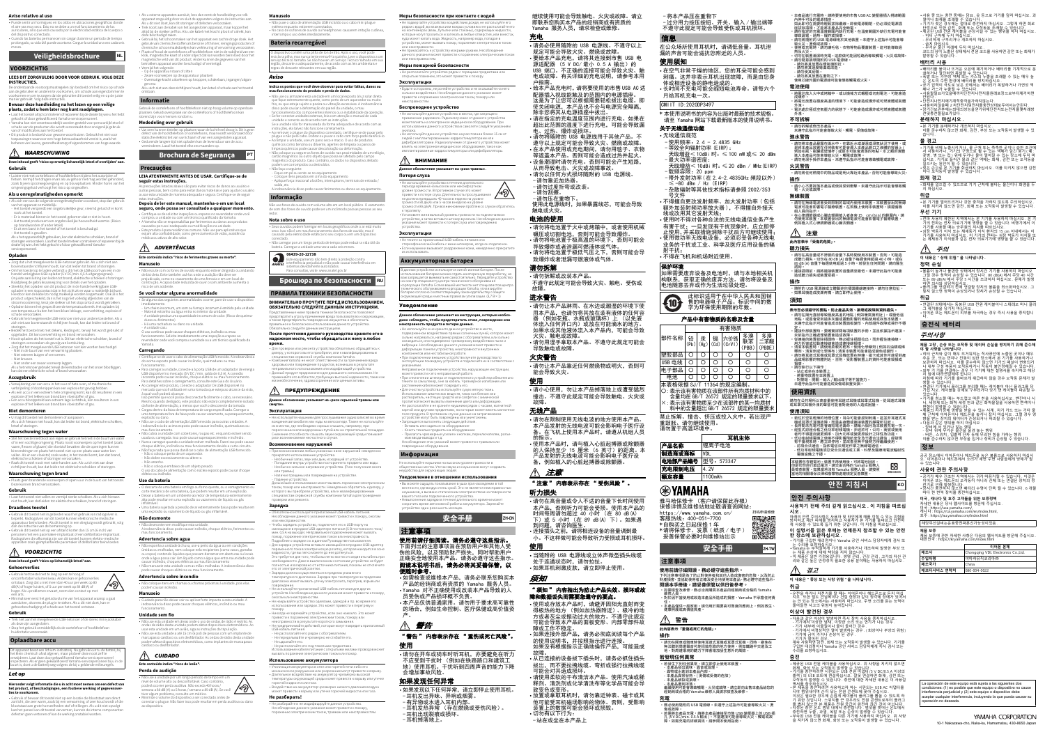# Veiligheidsbrochure NL

## VOORZICHTIG

**LEES DIT ZORGVULDIG DOOR VOOR GEBRUIK. VOLG DEZE INSTRUCTIES.**

### *WAARSCHUWING*

**Opladen**

**Gebruik**

**Oorgebruik**

**Niet demonteren**

**Waarschuwing tegen water**

**Waarschuwing tegen brand**

**Draadloos toestel**

### *VOORZICHTIG*

**Gehoorverlies**

**Opladen**

**Oplaadbare accu**

**Informatie**

**Mededeling over gebruik**

# Brochura de Segurança PT

## Precauções

**LEIA ATENTAMENTE ANTES DE USAR. Certifique-se de seguir estas instruções.**

### *ADVERTÊNCIAS*

**Manuseio**

**Se você notar alguma anormalidade**

**Carregando**

**Escuta segura**

**Não desmonte**

**Advertência sobre água**

**Advertência sobre incêndio**

**Unidade sem fio**

### *CUIDADO*

**Perda de audição**

**Manuseio**

**Bateria recarregável**

**Aviso**

**Informação**

**Nota sobre o uso**

# Брошюра по безопасности RU

## ПРАВИЛА ТЕХНИКИ БЕЗОПАСНОСТИ

**ВНИМАТЕЛЬНО ПРОЧТИТЕ ПЕРЕД ИСПОЛЬЗОВАНИЕМ. ОБЯЗАТЕЛЬНО СЛЕДУЙТЕ ДАННЫМ ИНСТРУКЦИЯМ.**

### *ПРЕДУПРЕЖДЕНИЕ*

**Эксплуатация**

**Возникновение нарушений**

**Зарядка**

**Использование аккумулятора**

**Не разбирать!**

**Меры безопасности при контакте с водой**

**Меры пожарной безопасности**

**Беспроводные устройства**

### *ВНИМАНИЕ*

**Потеря слуха**

**Эксплуатация**

**Аккумуляторная батарея**

**Уведомление**

**Информация**

# 安全手册 ZH-CN

## 注意事项

**使用前请仔细阅读，请务必遵守这些指示。**

下面列出的注意事项旨在预防用户和其他人受伤以及财产损失。

### *警告* "警告" 内容表示存在"重伤或死亡风险"。

**使用**

**如果发现任何异常**

继续使用可能会导致触电、火灾或故障。请立即联系您购买本产品的经销商或有资质的Yamaha服务人员，请求检查或维修。

**充电**

**电池的使用**

**请勿拆解**

**进水警告**

**火灾警告**

**无线产品**

### *注意* "注意" 内容表示存在"受伤风险"。

**听力损失**

**使用**

## 信息

**使用须知**

CMIIT ID:2020DP3497

**关于无线通信功能**

**保护环境**

**产品中有害物质的名称及含量**

| 部件名称 | 铅(Pb) | 汞(Hg) | 镉(Cd) | 六价铬(Cr(VI)) | 多溴联苯(PBB) | 多溴二苯醚(PBDE) |
|---|---|---|---|---|---|---|
| 塑胶部品 | ○ | ○ | ○ | ○ | ○ | ○ |
| USB 电线 | ○ | ○ | ○ | ○ | ○ | ○ |
| 电子部品 | × | ○ | ○ | ○ | ○ | ○ |
| 电池 | ○ | ○ | ○ | ○ | ○ | ○ |

本表格依据 SJ/T 11364 的规定编制。
○：表示该有害物质在该部件所有均质材料中的含量均在 GB/T 26572 规定的限量要求以下。
×：表示该有害物质至少在该部件的某一均质材料中的含量超出 GB/T 26572 规定的限量要求。

| 耳机主体 | |
|---|---|
| 产品名称 | 锂离子电池 |
| 制造商或商标 | VDL |
| 电池部产品编号 | 型号：573347 |
| 充电限制电压 | 4.2V |
| 额定容量 | 1100mAh |

YAMAHA

雅马哈乐器音响（中国）投资有限公司
客户服务热线：400-051-7700
https://www.yamaha.com.cn/

# 安全手冊 ZH-TW

## 注意事項

### *警告*

**操作**

**若發現任何異常**

**充電**

### *注意*

**聽力損失**

**操作**

**電池使用**

**防水警告**

**火災警告**

**無線裝置**

**使用須知**

# 안전 지침서 KO

## 안전 주의사항

### *경고*

**취급**

**이상이 발견된 경우**

**충전**

**분해 금지**

**침수 경고**

**화재 경고**

**무선 기기**

### *주의*

**청력 손실**

**취급**

**충전식 배터리**

**정보**

**사용에 관한 주의사항**

| | |
|---|---|
| 제품명 | 이어폰 본체 |
| 제조자 | Chongqing VDL Electronics Co.,Ltd. |
| 제조국가 | China |
| 제품명/모델명 | |
| | 080-004-0022 |

YAMAHA CORPORATION
10-1 Nakazawa-cho, Naka-ku, Hamamatsu, 430-8650 Japan